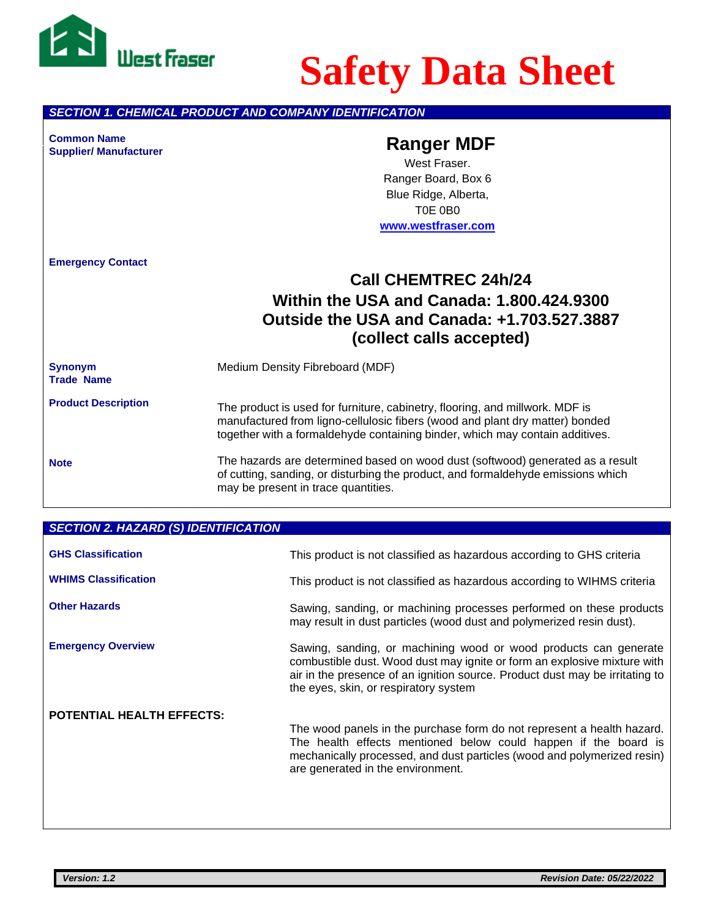West Fraser

# Safety Data Sheet

## SECTION 1. CHEMICAL PRODUCT AND COMPANY IDENTIFICATION

**Common Name**
**Supplier/ Manufacturer**

**Ranger MDF**

West Fraser.
Ranger Board, Box 6
Blue Ridge, Alberta,
T0E 0B0
www.westfraser.com

**Emergency Contact**

**Call CHEMTREC 24h/24**
**Within the USA and Canada: 1.800.424.9300**
**Outside the USA and Canada: +1.703.527.3887**
**(collect calls accepted)**

**Synonym**
**Trade Name**

Medium Density Fibreboard (MDF)

**Product Description**

The product is used for furniture, cabinetry, flooring, and millwork. MDF is manufactured from ligno-cellulosic fibers (wood and plant dry matter) bonded together with a formaldehyde containing binder, which may contain additives.

**Note**

The hazards are determined based on wood dust (softwood) generated as a result of cutting, sanding, or disturbing the product, and formaldehyde emissions which may be present in trace quantities.

## SECTION 2. HAZARD (S) IDENTIFICATION

**GHS Classification**

This product is not classified as hazardous according to GHS criteria

**WHIMS Classification**

This product is not classified as hazardous according to WIHMS criteria

**Other Hazards**

Sawing, sanding, or machining processes performed on these products may result in dust particles (wood dust and polymerized resin dust).

**Emergency Overview**

Sawing, sanding, or machining wood or wood products can generate combustible dust. Wood dust may ignite or form an explosive mixture with air in the presence of an ignition source. Product dust may be irritating to the eyes, skin, or respiratory system

**POTENTIAL HEALTH EFFECTS:**

The wood panels in the purchase form do not represent a health hazard. The health effects mentioned below could happen if the board is mechanically processed, and dust particles (wood and polymerized resin) are generated in the environment.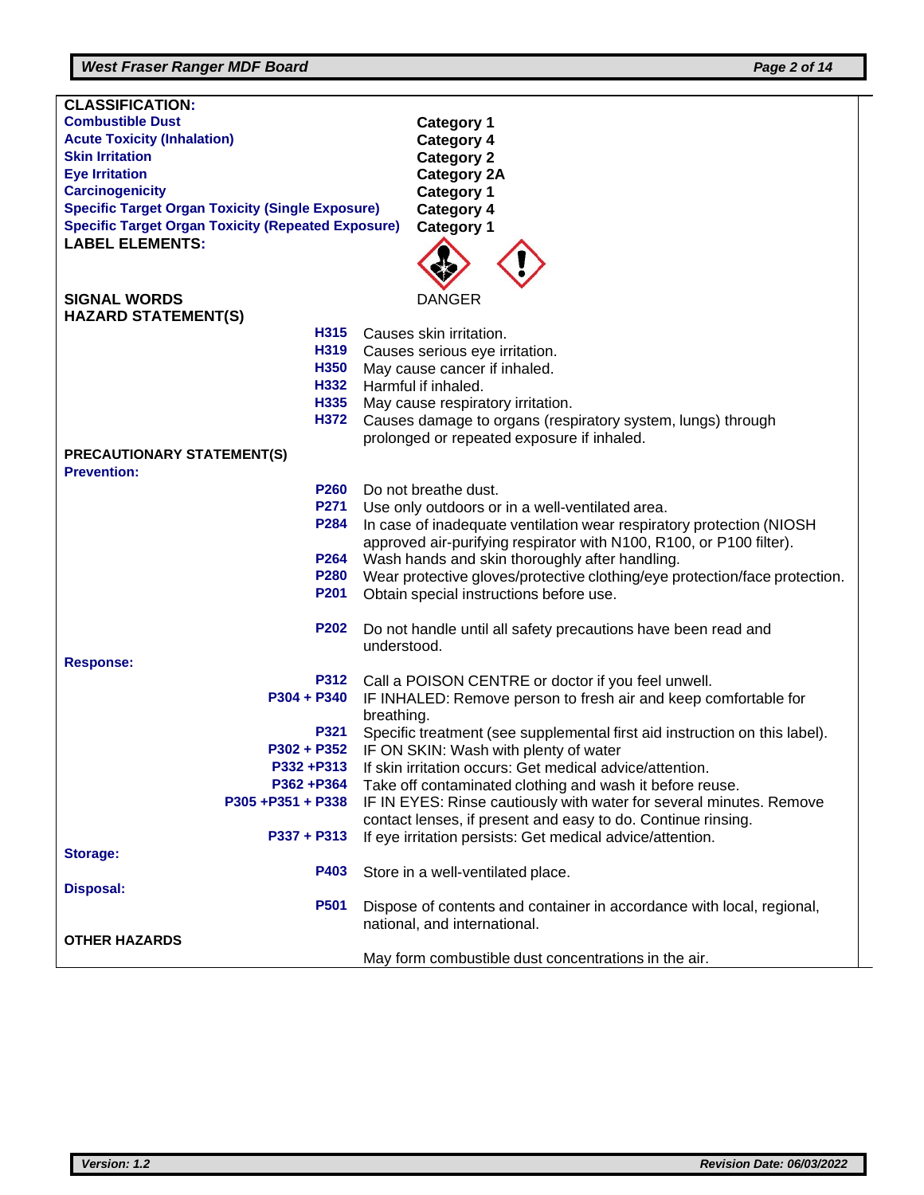## CLASSIFICATION:

| Hazard | Category |
|---|---|
| Combustible Dust | Category 1 |
| Acute Toxicity (Inhalation) | Category 4 |
| Skin Irritation | Category 2 |
| Eye Irritation | Category 2A |
| Carcinogenicity | Category 1 |
| Specific Target Organ Toxicity (Single Exposure) | Category 4 |
| Specific Target Organ Toxicity (Repeated Exposure) | Category 1 |

## LABEL ELEMENTS:

**SIGNAL WORDS** DANGER

**HAZARD STATEMENT(S)**

| Code | Statement |
|---|---|
| H315 | Causes skin irritation. |
| H319 | Causes serious eye irritation. |
| H350 | May cause cancer if inhaled. |
| H332 | Harmful if inhaled. |
| H335 | May cause respiratory irritation. |
| H372 | Causes damage to organs (respiratory system, lungs) through prolonged or repeated exposure if inhaled. |

**PRECAUTIONARY STATEMENT(S)**

**Prevention:**

| Code | Statement |
|---|---|
| P260 | Do not breathe dust. |
| P271 | Use only outdoors or in a well-ventilated area. |
| P284 | In case of inadequate ventilation wear respiratory protection (NIOSH approved air-purifying respirator with N100, R100, or P100 filter). |
| P264 | Wash hands and skin thoroughly after handling. |
| P280 | Wear protective gloves/protective clothing/eye protection/face protection. |
| P201 | Obtain special instructions before use. |
| P202 | Do not handle until all safety precautions have been read and understood. |

**Response:**

| Code | Statement |
|---|---|
| P312 | Call a POISON CENTRE or doctor if you feel unwell. |
| P304 + P340 | IF INHALED: Remove person to fresh air and keep comfortable for breathing. |
| P321 | Specific treatment (see supplemental first aid instruction on this label). |
| P302 + P352 | IF ON SKIN: Wash with plenty of water |
| P332 +P313 | If skin irritation occurs: Get medical advice/attention. |
| P362 +P364 | Take off contaminated clothing and wash it before reuse. |
| P305 +P351 + P338 | IF IN EYES: Rinse cautiously with water for several minutes. Remove contact lenses, if present and easy to do. Continue rinsing. |
| P337 + P313 | If eye irritation persists: Get medical advice/attention. |

**Storage:**

| Code | Statement |
|---|---|
| P403 | Store in a well-ventilated place. |

**Disposal:**

| Code | Statement |
|---|---|
| P501 | Dispose of contents and container in accordance with local, regional, national, and international. |

**OTHER HAZARDS**

May form combustible dust concentrations in the air.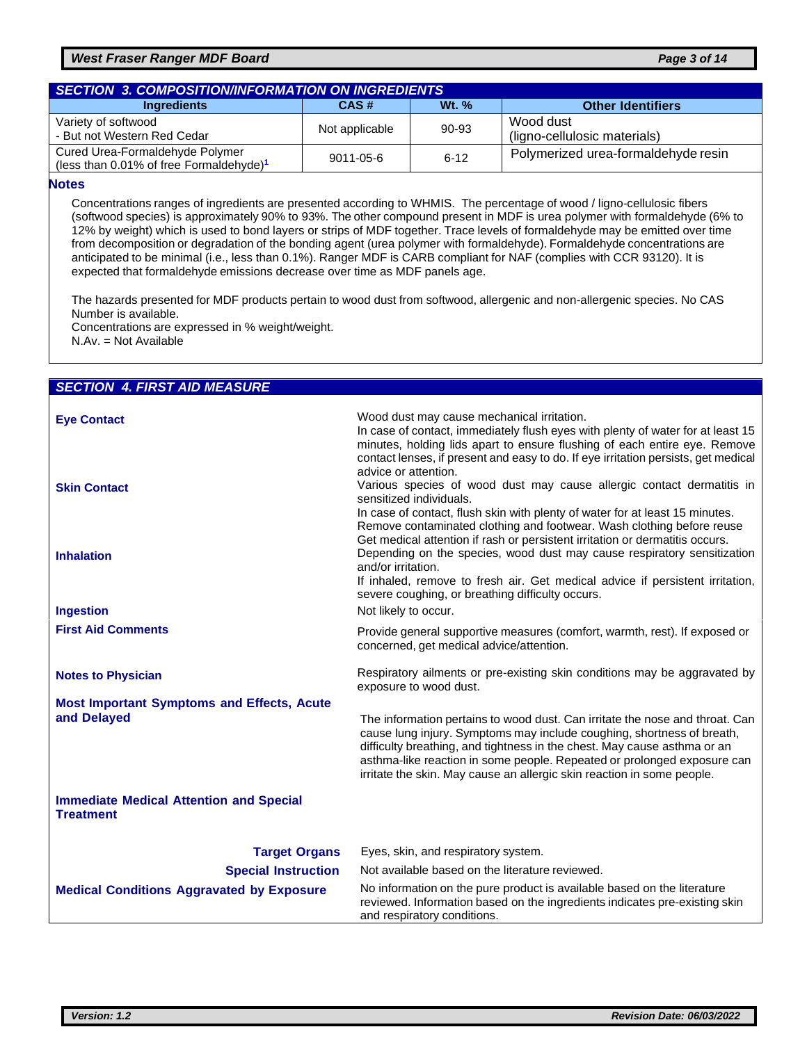## SECTION 3. COMPOSITION/INFORMATION ON INGREDIENTS

| Ingredients | CAS # | Wt. % | Other Identifiers |
|---|---|---|---|
| Variety of softwood - But not Western Red Cedar | Not applicable | 90-93 | Wood dust (ligno-cellulosic materials) |
| Cured Urea-Formaldehyde Polymer (less than 0.01% of free Formaldehyde)[1] | 9011-05-6 | 6-12 | Polymerized urea-formaldehyde resin |

### Notes

Concentrations ranges of ingredients are presented according to WHMIS. The percentage of wood / ligno-cellulosic fibers (softwood species) is approximately 90% to 93%. The other compound present in MDF is urea polymer with formaldehyde (6% to 12% by weight) which is used to bond layers or strips of MDF together. Trace levels of formaldehyde may be emitted over time from decomposition or degradation of the bonding agent (urea polymer with formaldehyde). Formaldehyde concentrations are anticipated to be minimal (i.e., less than 0.1%). Ranger MDF is CARB compliant for NAF (complies with CCR 93120). It is expected that formaldehyde emissions decrease over time as MDF panels age.

The hazards presented for MDF products pertain to wood dust from softwood, allergenic and non-allergenic species. No CAS Number is available.
Concentrations are expressed in % weight/weight.
N.Av. = Not Available

## SECTION 4. FIRST AID MEASURE

**Eye Contact**
Wood dust may cause mechanical irritation.
In case of contact, immediately flush eyes with plenty of water for at least 15 minutes, holding lids apart to ensure flushing of each entire eye. Remove contact lenses, if present and easy to do. If eye irritation persists, get medical advice or attention.

**Skin Contact**
Various species of wood dust may cause allergic contact dermatitis in sensitized individuals.
In case of contact, flush skin with plenty of water for at least 15 minutes.
Remove contaminated clothing and footwear. Wash clothing before reuse
Get medical attention if rash or persistent irritation or dermatitis occurs.

**Inhalation**
Depending on the species, wood dust may cause respiratory sensitization and/or irritation.
If inhaled, remove to fresh air. Get medical advice if persistent irritation, severe coughing, or breathing difficulty occurs.

**Ingestion**
Not likely to occur.

**First Aid Comments**
Provide general supportive measures (comfort, warmth, rest). If exposed or concerned, get medical advice/attention.

**Notes to Physician**
Respiratory ailments or pre-existing skin conditions may be aggravated by exposure to wood dust.

**Most Important Symptoms and Effects, Acute and Delayed**
The information pertains to wood dust. Can irritate the nose and throat. Can cause lung injury. Symptoms may include coughing, shortness of breath, difficulty breathing, and tightness in the chest. May cause asthma or an asthma-like reaction in some people. Repeated or prolonged exposure can irritate the skin. May cause an allergic skin reaction in some people.

**Immediate Medical Attention and Special Treatment**

**Target Organs**
Eyes, skin, and respiratory system.

**Special Instruction**
Not available based on the literature reviewed.

**Medical Conditions Aggravated by Exposure**
No information on the pure product is available based on the literature reviewed. Information based on the ingredients indicates pre-existing skin and respiratory conditions.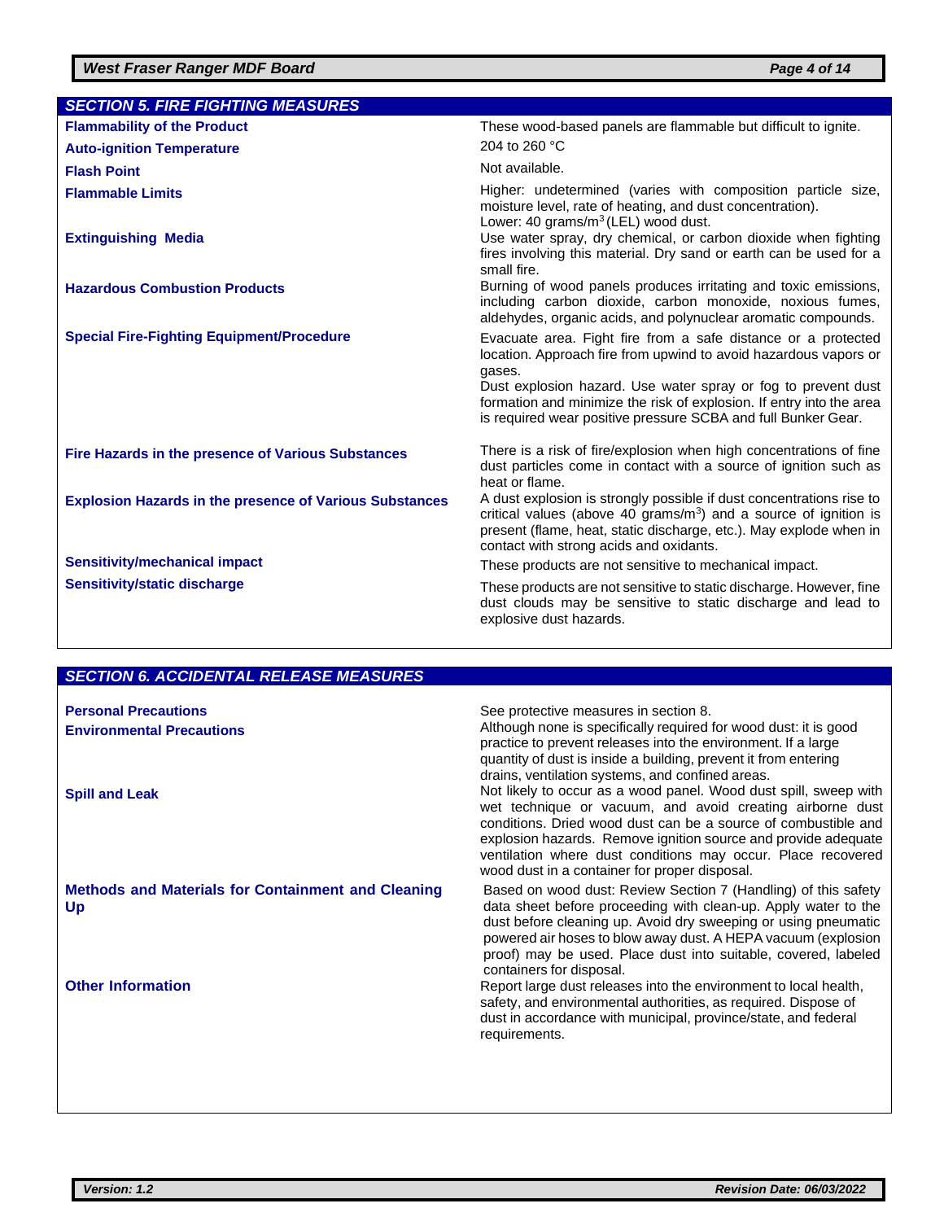## SECTION 5. FIRE FIGHTING MEASURES

| | |
|---|---|
| **Flammability of the Product** | These wood-based panels are flammable but difficult to ignite. |
| **Auto-ignition Temperature** | 204 to 260 °C |
| **Flash Point** | Not available. |
| **Flammable Limits** | Higher: undetermined (varies with composition particle size, moisture level, rate of heating, and dust concentration). Lower: 40 grams/m$^3$ (LEL) wood dust. |
| **Extinguishing Media** | Use water spray, dry chemical, or carbon dioxide when fighting fires involving this material. Dry sand or earth can be used for a small fire. |
| **Hazardous Combustion Products** | Burning of wood panels produces irritating and toxic emissions, including carbon dioxide, carbon monoxide, noxious fumes, aldehydes, organic acids, and polynuclear aromatic compounds. |
| **Special Fire-Fighting Equipment/Procedure** | Evacuate area. Fight fire from a safe distance or a protected location. Approach fire from upwind to avoid hazardous vapors or gases.<br>Dust explosion hazard. Use water spray or fog to prevent dust formation and minimize the risk of explosion. If entry into the area is required wear positive pressure SCBA and full Bunker Gear. |
| **Fire Hazards in the presence of Various Substances** | There is a risk of fire/explosion when high concentrations of fine dust particles come in contact with a source of ignition such as heat or flame. |
| **Explosion Hazards in the presence of Various Substances** | A dust explosion is strongly possible if dust concentrations rise to critical values (above 40 grams/m$^3$) and a source of ignition is present (flame, heat, static discharge, etc.). May explode when in contact with strong acids and oxidants. |
| **Sensitivity/mechanical impact** | These products are not sensitive to mechanical impact. |
| **Sensitivity/static discharge** | These products are not sensitive to static discharge. However, fine dust clouds may be sensitive to static discharge and lead to explosive dust hazards. |

## SECTION 6. ACCIDENTAL RELEASE MEASURES

| | |
|---|---|
| **Personal Precautions** | See protective measures in section 8. |
| **Environmental Precautions** | Although none is specifically required for wood dust: it is good practice to prevent releases into the environment. If a large quantity of dust is inside a building, prevent it from entering drains, ventilation systems, and confined areas. |
| **Spill and Leak** | Not likely to occur as a wood panel. Wood dust spill, sweep with wet technique or vacuum, and avoid creating airborne dust conditions. Dried wood dust can be a source of combustible and explosion hazards. Remove ignition source and provide adequate ventilation where dust conditions may occur. Place recovered wood dust in a container for proper disposal. |
| **Methods and Materials for Containment and Cleaning Up** | Based on wood dust: Review Section 7 (Handling) of this safety data sheet before proceeding with clean-up. Apply water to the dust before cleaning up. Avoid dry sweeping or using pneumatic powered air hoses to blow away dust. A HEPA vacuum (explosion proof) may be used. Place dust into suitable, covered, labeled containers for disposal. |
| **Other Information** | Report large dust releases into the environment to local health, safety, and environmental authorities, as required. Dispose of dust in accordance with municipal, province/state, and federal requirements. |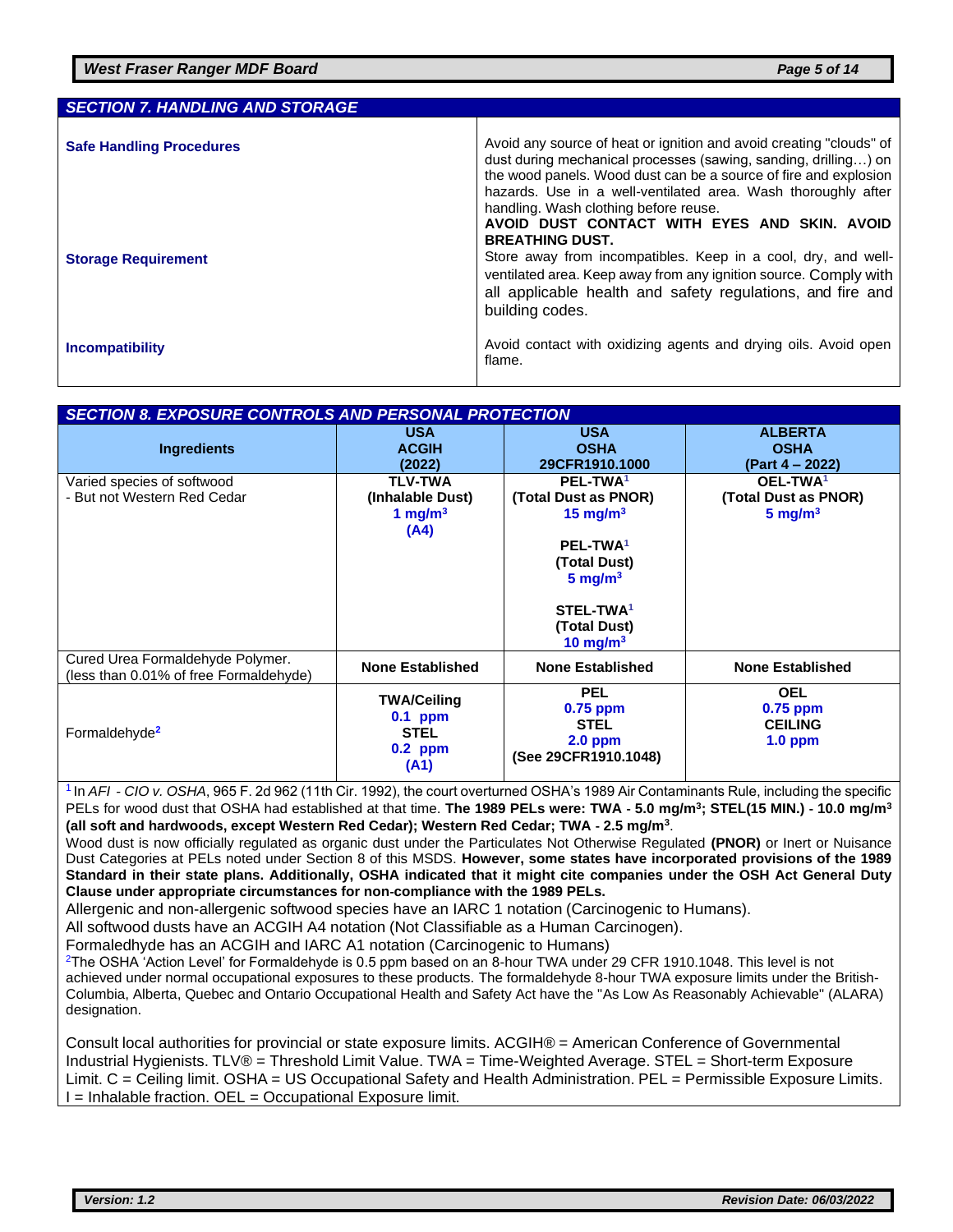## SECTION 7. HANDLING AND STORAGE

| | |
|---|---|
| **Safe Handling Procedures** | Avoid any source of heat or ignition and avoid creating "clouds" of dust during mechanical processes (sawing, sanding, drilling…) on the wood panels. Wood dust can be a source of fire and explosion hazards. Use in a well-ventilated area. Wash thoroughly after handling. Wash clothing before reuse. **AVOID DUST CONTACT WITH EYES AND SKIN. AVOID BREATHING DUST.** |
| **Storage Requirement** | Store away from incompatibles. Keep in a cool, dry, and well-ventilated area. Keep away from any ignition source. Comply with all applicable health and safety regulations, and fire and building codes. |
| **Incompatibility** | Avoid contact with oxidizing agents and drying oils. Avoid open flame. |

## SECTION 8. EXPOSURE CONTROLS AND PERSONAL PROTECTION

| Ingredients | USA ACGIH (2022) | USA OSHA 29CFR1910.1000 | ALBERTA OSHA (Part 4 – 2022) |
|---|---|---|---|
| Varied species of softwood - But not Western Red Cedar | **TLV-TWA (Inhalable Dust) 1 $mg/m^3$ (A4)** | **PEL-TWA[1] (Total Dust as PNOR) 15 $mg/m^3$**<br>**PEL-TWA[1] (Total Dust) 5 $mg/m^3$**<br>**STEL-TWA[1] (Total Dust) 10 $mg/m^3$** | **OEL-TWA[1] (Total Dust as PNOR) 5 $mg/m^3$** |
| Cured Urea Formaldehyde Polymer. (less than 0.01% of free Formaldehyde) | **None Established** | **None Established** | **None Established** |
| Formaldehyde[2] | **TWA/Ceiling 0.1 ppm STEL 0.2 ppm (A1)** | **PEL 0.75 ppm STEL 2.0 ppm (See 29CFR1910.1048)** | **OEL 0.75 ppm CEILING 1.0 ppm** |

[1] In *AFI - CIO v. OSHA*, 965 F. 2d 962 (11th Cir. 1992), the court overturned OSHA's 1989 Air Contaminants Rule, including the specific PELs for wood dust that OSHA had established at that time. **The 1989 PELs were: TWA - 5.0 $mg/m^3$; STEL(15 MIN.) - 10.0 $mg/m^3$ (all soft and hardwoods, except Western Red Cedar); Western Red Cedar; TWA - 2.5 $mg/m^3$**.
Wood dust is now officially regulated as organic dust under the Particulates Not Otherwise Regulated **(PNOR)** or Inert or Nuisance Dust Categories at PELs noted under Section 8 of this MSDS. **However, some states have incorporated provisions of the 1989 Standard in their state plans. Additionally, OSHA indicated that it might cite companies under the OSH Act General Duty Clause under appropriate circumstances for non-compliance with the 1989 PELs.**
Allergenic and non-allergenic softwood species have an IARC 1 notation (Carcinogenic to Humans).
All softwood dusts have an ACGIH A4 notation (Not Classifiable as a Human Carcinogen).
Formaledhyde has an ACGIH and IARC A1 notation (Carcinogenic to Humans)
[2] The OSHA 'Action Level' for Formaldehyde is 0.5 ppm based on an 8-hour TWA under 29 CFR 1910.1048. This level is not achieved under normal occupational exposures to these products. The formaldehyde 8-hour TWA exposure limits under the British-Columbia, Alberta, Quebec and Ontario Occupational Health and Safety Act have the "As Low As Reasonably Achievable" (ALARA) designation.

Consult local authorities for provincial or state exposure limits. ACGIH® = American Conference of Governmental Industrial Hygienists. TLV® = Threshold Limit Value. TWA = Time-Weighted Average. STEL = Short-term Exposure Limit. C = Ceiling limit. OSHA = US Occupational Safety and Health Administration. PEL = Permissible Exposure Limits. I = Inhalable fraction. OEL = Occupational Exposure limit.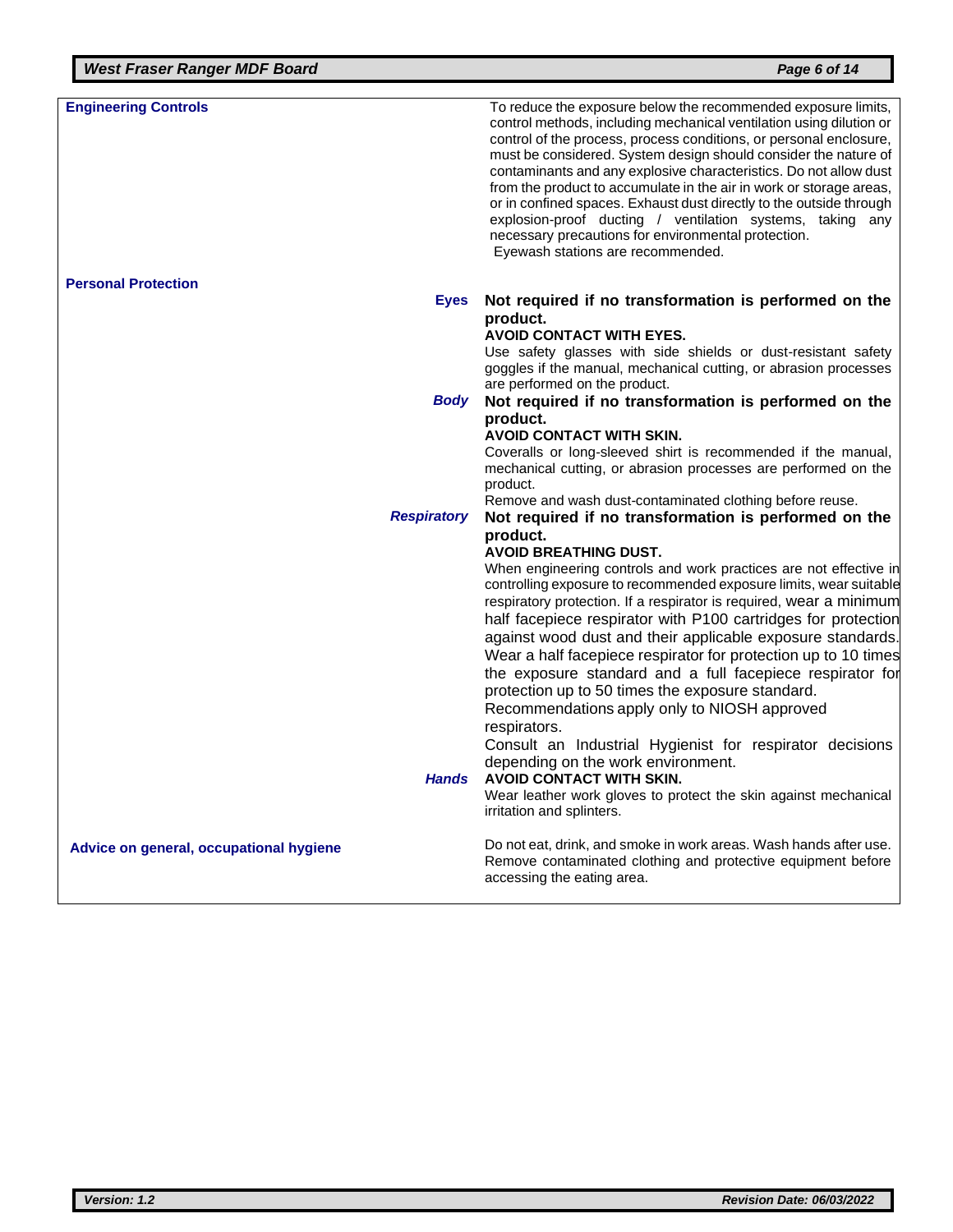**Engineering Controls**

To reduce the exposure below the recommended exposure limits, control methods, including mechanical ventilation using dilution or control of the process, process conditions, or personal enclosure, must be considered. System design should consider the nature of contaminants and any explosive characteristics. Do not allow dust from the product to accumulate in the air in work or storage areas, or in confined spaces. Exhaust dust directly to the outside through explosion-proof ducting / ventilation systems, taking any necessary precautions for environmental protection.
Eyewash stations are recommended.

**Personal Protection**

**Eyes**

**Not required if no transformation is performed on the product.**
**AVOID CONTACT WITH EYES.**
Use safety glasses with side shields or dust-resistant safety goggles if the manual, mechanical cutting, or abrasion processes are performed on the product.

***Body***

**Not required if no transformation is performed on the product.**
**AVOID CONTACT WITH SKIN.**
Coveralls or long-sleeved shirt is recommended if the manual, mechanical cutting, or abrasion processes are performed on the product.
Remove and wash dust-contaminated clothing before reuse.

***Respiratory***

**Not required if no transformation is performed on the product.**
**AVOID BREATHING DUST.**
When engineering controls and work practices are not effective in controlling exposure to recommended exposure limits, wear suitable respiratory protection. If a respirator is required, wear a minimum half facepiece respirator with P100 cartridges for protection against wood dust and their applicable exposure standards. Wear a half facepiece respirator for protection up to 10 times the exposure standard and a full facepiece respirator for protection up to 50 times the exposure standard.
Recommendations apply only to NIOSH approved respirators.
Consult an Industrial Hygienist for respirator decisions depending on the work environment.

***Hands***

**AVOID CONTACT WITH SKIN.**
Wear leather work gloves to protect the skin against mechanical irritation and splinters.

**Advice on general, occupational hygiene**

Do not eat, drink, and smoke in work areas. Wash hands after use. Remove contaminated clothing and protective equipment before accessing the eating area.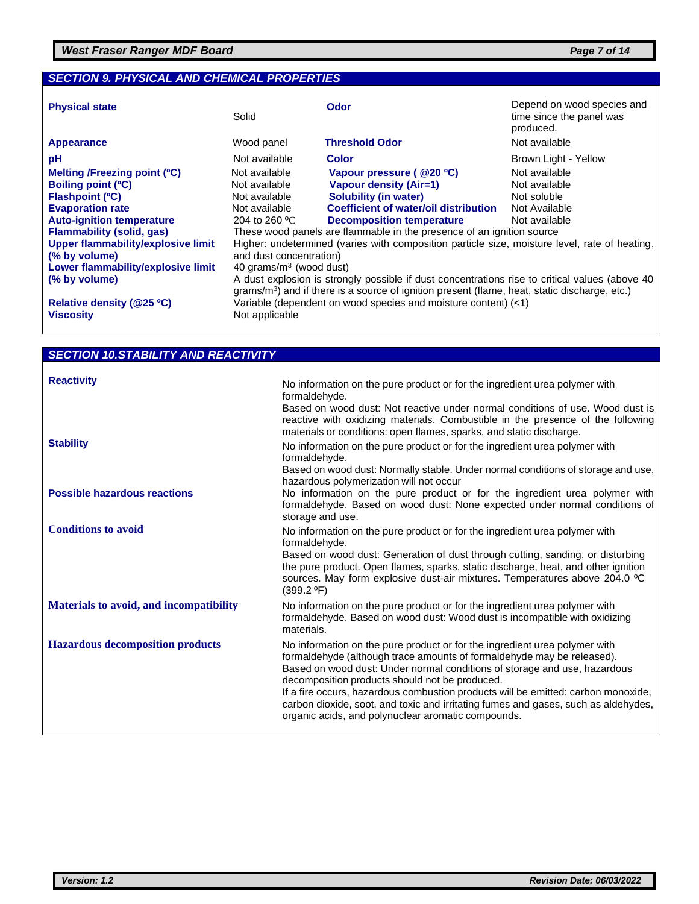## SECTION 9. PHYSICAL AND CHEMICAL PROPERTIES

| Property | Value | Property | Value |
|---|---|---|---|
| **Physical state** | Solid | **Odor** | Depend on wood species and time since the panel was produced. |
| **Appearance** | Wood panel | **Threshold Odor** | Not available |
| **pH** | Not available | **Color** | Brown Light - Yellow |
| **Melting /Freezing point (ºC)** | Not available | **Vapour pressure ( @20 ºC)** | Not available |
| **Boiling point (ºC)** | Not available | **Vapour density (Air=1)** | Not available |
| **Flashpoint (ºC)** | Not available | **Solubility (in water)** | Not soluble |
| **Evaporation rate** | Not available | **Coefficient of water/oil distribution** | Not Available |
| **Auto-ignition temperature** | 204 to 260 ºC | **Decomposition temperature** | Not available |

**Flammability (solid, gas)**: These wood panels are flammable in the presence of an ignition source

**Upper flammability/explosive limit (% by volume)**: Higher: undetermined (varies with composition particle size, moisture level, rate of heating, and dust concentration)

**Lower flammability/explosive limit (% by volume)**: 40 grams/$m^3$ (wood dust)
A dust explosion is strongly possible if dust concentrations rise to critical values (above 40 grams/$m^3$) and if there is a source of ignition present (flame, heat, static discharge, etc.)

**Relative density (@25 ºC)**: Variable (dependent on wood species and moisture content) (<1)

**Viscosity**: Not applicable

## SECTION 10.STABILITY AND REACTIVITY

**Reactivity**

No information on the pure product or for the ingredient urea polymer with formaldehyde.
Based on wood dust: Not reactive under normal conditions of use. Wood dust is reactive with oxidizing materials. Combustible in the presence of the following materials or conditions: open flames, sparks, and static discharge.

**Stability**

No information on the pure product or for the ingredient urea polymer with formaldehyde.
Based on wood dust: Normally stable. Under normal conditions of storage and use, hazardous polymerization will not occur

**Possible hazardous reactions**

No information on the pure product or for the ingredient urea polymer with formaldehyde. Based on wood dust: None expected under normal conditions of storage and use.

**Conditions to avoid**

No information on the pure product or for the ingredient urea polymer with formaldehyde.
Based on wood dust: Generation of dust through cutting, sanding, or disturbing the pure product. Open flames, sparks, static discharge, heat, and other ignition sources. May form explosive dust-air mixtures. Temperatures above 204.0 ºC (399.2 ºF)

**Materials to avoid, and incompatibility**

No information on the pure product or for the ingredient urea polymer with formaldehyde. Based on wood dust: Wood dust is incompatible with oxidizing materials.

**Hazardous decomposition products**

No information on the pure product or for the ingredient urea polymer with formaldehyde (although trace amounts of formaldehyde may be released).
Based on wood dust: Under normal conditions of storage and use, hazardous decomposition products should not be produced.
If a fire occurs, hazardous combustion products will be emitted: carbon monoxide, carbon dioxide, soot, and toxic and irritating fumes and gases, such as aldehydes, organic acids, and polynuclear aromatic compounds.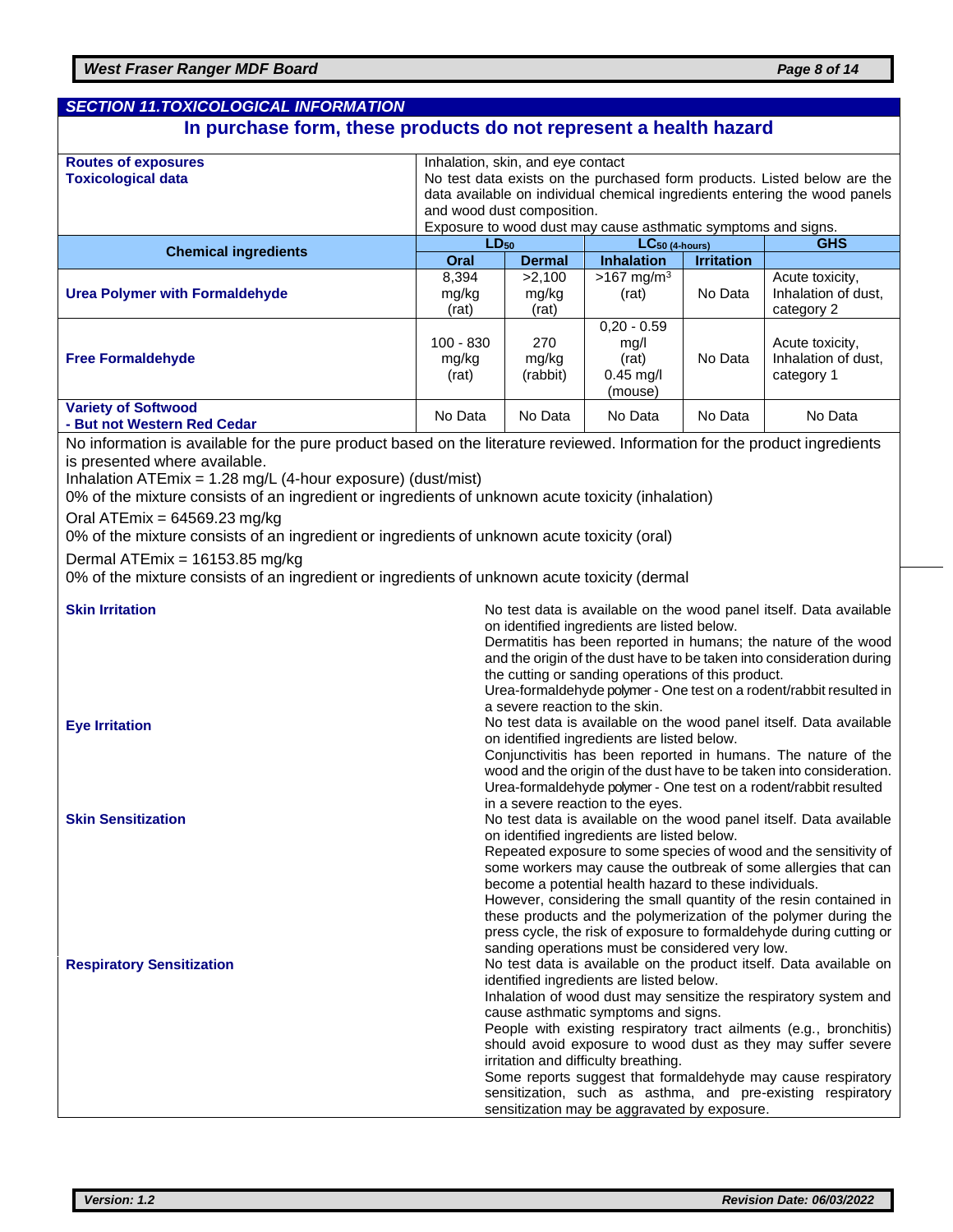## SECTION 11.TOXICOLOGICAL INFORMATION

### In purchase form, these products do not represent a health hazard

**Routes of exposures**
Inhalation, skin, and eye contact

**Toxicological data**
No test data exists on the purchased form products. Listed below are the data available on individual chemical ingredients entering the wood panels and wood dust composition.
Exposure to wood dust may cause asthmatic symptoms and signs.

| Chemical ingredients | $LD_{50}$ | | $LC_{50}$ (4-hours) | | GHS |
|---|---|---|---|---|---|
| | Oral | Dermal | Inhalation | Irritation | |
| **Urea Polymer with Formaldehyde** | 8,394 mg/kg (rat) | >2,100 mg/kg (rat) | >167 mg/m$^3$ (rat) | No Data | Acute toxicity, Inhalation of dust, category 2 |
| **Free Formaldehyde** | 100 - 830 mg/kg (rat) | 270 mg/kg (rabbit) | 0,20 - 0.59 mg/l (rat) 0.45 mg/l (mouse) | No Data | Acute toxicity, Inhalation of dust, category 1 |
| **Variety of Softwood - But not Western Red Cedar** | No Data | No Data | No Data | No Data | No Data |

No information is available for the pure product based on the literature reviewed. Information for the product ingredients is presented where available.
Inhalation ATEmix = 1.28 mg/L (4-hour exposure) (dust/mist)
0% of the mixture consists of an ingredient or ingredients of unknown acute toxicity (inhalation)
Oral ATEmix = 64569.23 mg/kg
0% of the mixture consists of an ingredient or ingredients of unknown acute toxicity (oral)
Dermal ATEmix = 16153.85 mg/kg
0% of the mixture consists of an ingredient or ingredients of unknown acute toxicity (dermal

**Skin Irritation**
No test data is available on the wood panel itself. Data available on identified ingredients are listed below.
Dermatitis has been reported in humans; the nature of the wood and the origin of the dust have to be taken into consideration during the cutting or sanding operations of this product.
Urea-formaldehyde polymer - One test on a rodent/rabbit resulted in a severe reaction to the skin.

**Eye Irritation**
No test data is available on the wood panel itself. Data available on identified ingredients are listed below.
Conjunctivitis has been reported in humans. The nature of the wood and the origin of the dust have to be taken into consideration.
Urea-formaldehyde polymer - One test on a rodent/rabbit resulted in a severe reaction to the eyes.

**Skin Sensitization**
No test data is available on the wood panel itself. Data available on identified ingredients are listed below.
Repeated exposure to some species of wood and the sensitivity of some workers may cause the outbreak of some allergies that can become a potential health hazard to these individuals.
However, considering the small quantity of the resin contained in these products and the polymerization of the polymer during the press cycle, the risk of exposure to formaldehyde during cutting or sanding operations must be considered very low.

**Respiratory Sensitization**
No test data is available on the product itself. Data available on identified ingredients are listed below.
Inhalation of wood dust may sensitize the respiratory system and cause asthmatic symptoms and signs.
People with existing respiratory tract ailments (e.g., bronchitis) should avoid exposure to wood dust as they may suffer severe irritation and difficulty breathing.
Some reports suggest that formaldehyde may cause respiratory sensitization, such as asthma, and pre-existing respiratory sensitization may be aggravated by exposure.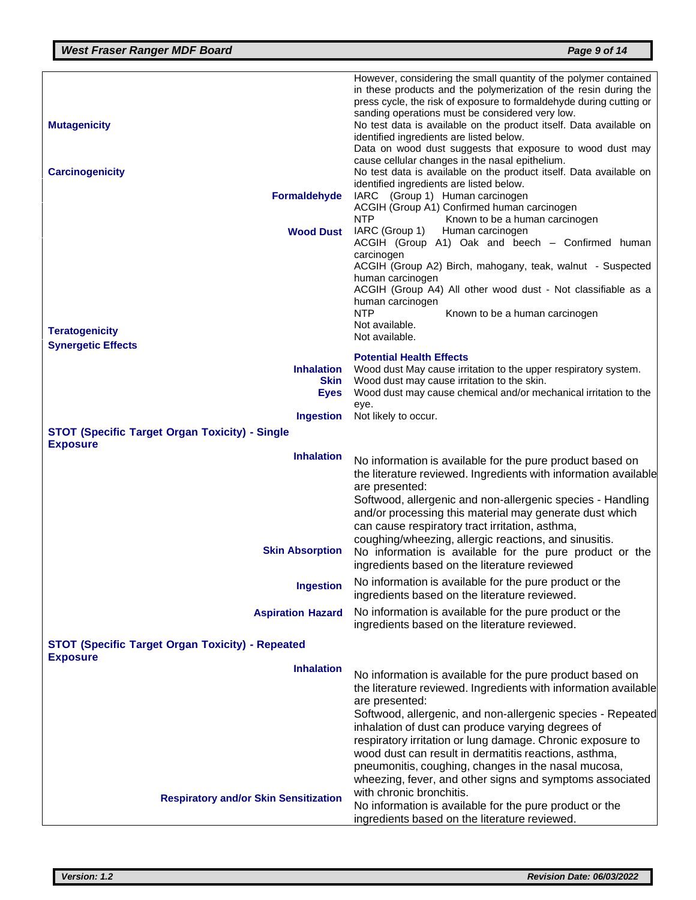| | |
|---|---|
| | However, considering the small quantity of the polymer contained in these products and the polymerization of the resin during the press cycle, the risk of exposure to formaldehyde during cutting or sanding operations must be considered very low. |
| **Mutagenicity** | No test data is available on the product itself. Data available on identified ingredients are listed below.<br>Data on wood dust suggests that exposure to wood dust may cause cellular changes in the nasal epithelium. |
| **Carcinogenicity** | No test data is available on the product itself. Data available on identified ingredients are listed below. |
| **Formaldehyde** | IARC (Group 1) Human carcinogen<br>ACGIH (Group A1) Confirmed human carcinogen<br>NTP Known to be a human carcinogen |
| **Wood Dust** | IARC (Group 1) Human carcinogen<br>ACGIH (Group A1) Oak and beech – Confirmed human carcinogen<br>ACGIH (Group A2) Birch, mahogany, teak, walnut - Suspected human carcinogen<br>ACGIH (Group A4) All other wood dust - Not classifiable as a human carcinogen<br>NTP Known to be a human carcinogen |
| **Teratogenicity** | Not available. |
| **Synergetic Effects** | Not available. |
| | **Potential Health Effects** |
| **Inhalation** | Wood dust May cause irritation to the upper respiratory system. |
| **Skin** | Wood dust may cause irritation to the skin. |
| **Eyes** | Wood dust may cause chemical and/or mechanical irritation to the eye. |
| **Ingestion** | Not likely to occur. |
| **STOT (Specific Target Organ Toxicity) - Single Exposure** | |
| **Inhalation** | No information is available for the pure product based on the literature reviewed. Ingredients with information available are presented:<br>Softwood, allergenic and non-allergenic species - Handling and/or processing this material may generate dust which can cause respiratory tract irritation, asthma, coughing/wheezing, allergic reactions, and sinusitis. |
| **Skin Absorption** | No information is available for the pure product or the ingredients based on the literature reviewed |
| **Ingestion** | No information is available for the pure product or the ingredients based on the literature reviewed. |
| **Aspiration Hazard** | No information is available for the pure product or the ingredients based on the literature reviewed. |
| **STOT (Specific Target Organ Toxicity) - Repeated Exposure** | |
| **Inhalation** | No information is available for the pure product based on the literature reviewed. Ingredients with information available are presented:<br>Softwood, allergenic, and non-allergenic species - Repeated inhalation of dust can produce varying degrees of respiratory irritation or lung damage. Chronic exposure to wood dust can result in dermatitis reactions, asthma, pneumonitis, coughing, changes in the nasal mucosa, wheezing, fever, and other signs and symptoms associated with chronic bronchitis. |
| **Respiratory and/or Skin Sensitization** | No information is available for the pure product or the ingredients based on the literature reviewed. |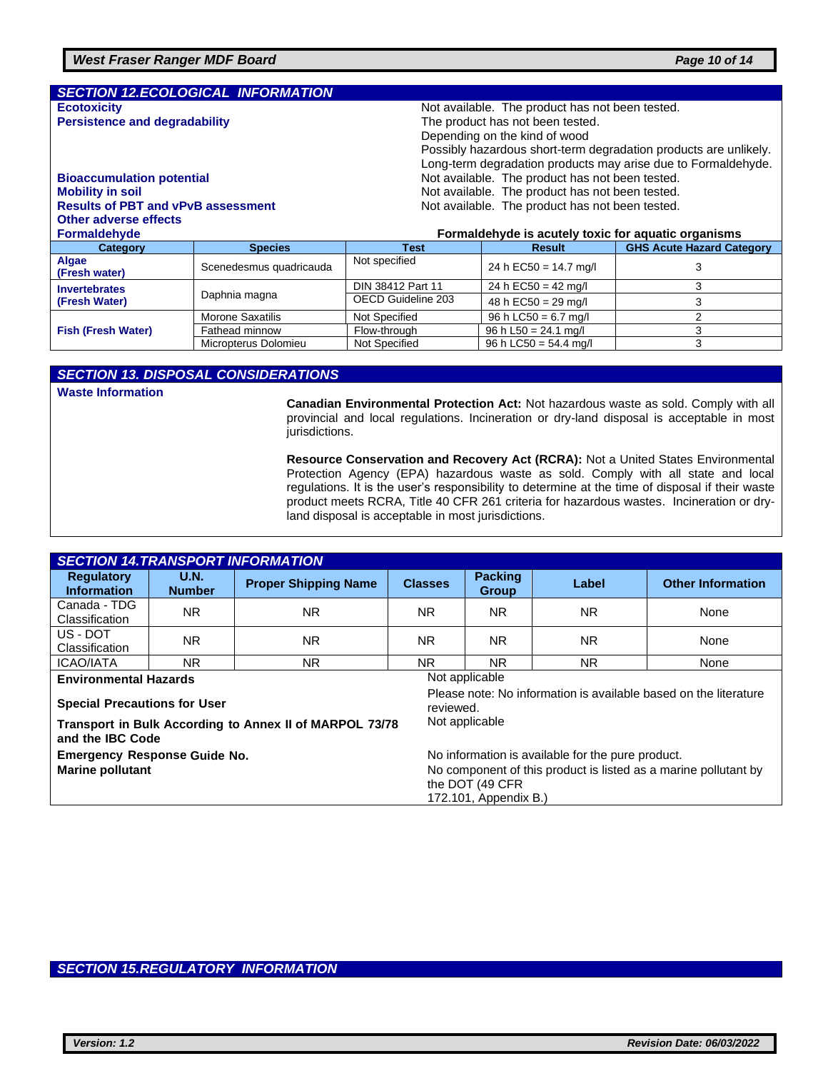## SECTION 12.ECOLOGICAL INFORMATION

**Ecotoxicity** Not available. The product has not been tested.

**Persistence and degradability** The product has not been tested.
Depending on the kind of wood
Possibly hazardous short-term degradation products are unlikely.
Long-term degradation products may arise due to Formaldehyde.

**Bioaccumulation potential** Not available. The product has not been tested.

**Mobility in soil** Not available. The product has not been tested.

**Results of PBT and vPvB assessment** Not available. The product has not been tested.

**Other adverse effects**

**Formaldehyde** **Formaldehyde is acutely toxic for aquatic organisms**

| Category | Species | Test | Result | GHS Acute Hazard Category |
|---|---|---|---|---|
| Algae (Fresh water) | Scenedesmus quadricauda | Not specified | 24 h EC50 = 14.7 mg/l | 3 |
| Invertebrates (Fresh Water) | Daphnia magna | DIN 38412 Part 11 | 24 h EC50 = 42 mg/l | 3 |
| | | OECD Guideline 203 | 48 h EC50 = 29 mg/l | 3 |
| Fish (Fresh Water) | Morone Saxatilis | Not Specified | 96 h LC50 = 6.7 mg/l | 2 |
| | Fathead minnow | Flow-through | 96 h L50 = 24.1 mg/l | 3 |
| | Micropterus Dolomieu | Not Specified | 96 h LC50 = 54.4 mg/l | 3 |

## SECTION 13. DISPOSAL CONSIDERATIONS

**Waste Information**

**Canadian Environmental Protection Act:** Not hazardous waste as sold. Comply with all provincial and local regulations. Incineration or dry-land disposal is acceptable in most jurisdictions.

**Resource Conservation and Recovery Act (RCRA):** Not a United States Environmental Protection Agency (EPA) hazardous waste as sold. Comply with all state and local regulations. It is the user's responsibility to determine at the time of disposal if their waste product meets RCRA, Title 40 CFR 261 criteria for hazardous wastes. Incineration or dry-land disposal is acceptable in most jurisdictions.

## SECTION 14.TRANSPORT INFORMATION

| Regulatory Information | U.N. Number | Proper Shipping Name | Classes | Packing Group | Label | Other Information |
|---|---|---|---|---|---|---|
| Canada - TDG Classification | NR | NR | NR | NR | NR | None |
| US - DOT Classification | NR | NR | NR | NR | NR | None |
| ICAO/IATA | NR | NR | NR | NR | NR | None |

**Environmental Hazards** Not applicable

**Special Precautions for User** Please note: No information is available based on the literature reviewed.

**Transport in Bulk According to Annex II of MARPOL 73/78 and the IBC Code** Not applicable

**Emergency Response Guide No.** No information is available for the pure product.

**Marine pollutant** No component of this product is listed as a marine pollutant by the DOT (49 CFR 172.101, Appendix B.)

## SECTION 15.REGULATORY INFORMATION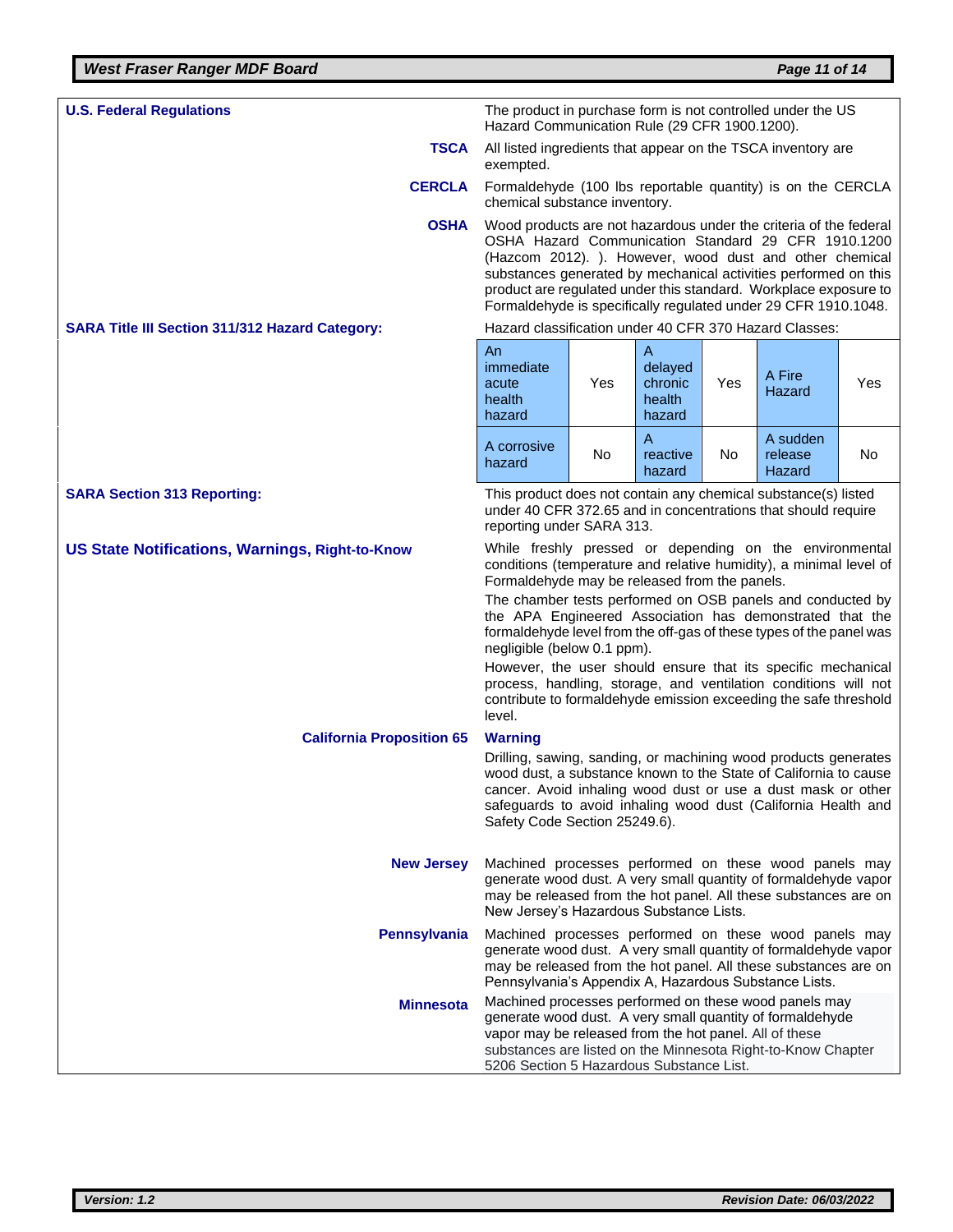**U.S. Federal Regulations**

The product in purchase form is not controlled under the US Hazard Communication Rule (29 CFR 1900.1200).

**TSCA**

All listed ingredients that appear on the TSCA inventory are exempted.

**CERCLA**

Formaldehyde (100 lbs reportable quantity) is on the CERCLA chemical substance inventory.

**OSHA**

Wood products are not hazardous under the criteria of the federal OSHA Hazard Communication Standard 29 CFR 1910.1200 (Hazcom 2012). ). However, wood dust and other chemical substances generated by mechanical activities performed on this product are regulated under this standard. Workplace exposure to Formaldehyde is specifically regulated under 29 CFR 1910.1048.

**SARA Title III Section 311/312 Hazard Category:**

Hazard classification under 40 CFR 370 Hazard Classes:

| | | | | | |
|---|---|---|---|---|---|
| An immediate acute health hazard | Yes | A delayed chronic health hazard | Yes | A Fire Hazard | Yes |
| A corrosive hazard | No | A reactive hazard | No | A sudden release Hazard | No |

**SARA Section 313 Reporting:**

This product does not contain any chemical substance(s) listed under 40 CFR 372.65 and in concentrations that should require reporting under SARA 313.

**US State Notifications, Warnings, Right-to-Know**

While freshly pressed or depending on the environmental conditions (temperature and relative humidity), a minimal level of Formaldehyde may be released from the panels.

The chamber tests performed on OSB panels and conducted by the APA Engineered Association has demonstrated that the formaldehyde level from the off-gas of these types of the panel was negligible (below 0.1 ppm).

However, the user should ensure that its specific mechanical process, handling, storage, and ventilation conditions will not contribute to formaldehyde emission exceeding the safe threshold level.

**California Proposition 65**

**Warning**

Drilling, sawing, sanding, or machining wood products generates wood dust, a substance known to the State of California to cause cancer. Avoid inhaling wood dust or use a dust mask or other safeguards to avoid inhaling wood dust (California Health and Safety Code Section 25249.6).

**New Jersey**

Machined processes performed on these wood panels may generate wood dust. A very small quantity of formaldehyde vapor may be released from the hot panel. All these substances are on New Jersey's Hazardous Substance Lists.

**Pennsylvania**

Machined processes performed on these wood panels may generate wood dust. A very small quantity of formaldehyde vapor may be released from the hot panel. All these substances are on Pennsylvania's Appendix A, Hazardous Substance Lists.

**Minnesota**

Machined processes performed on these wood panels may generate wood dust. A very small quantity of formaldehyde vapor may be released from the hot panel. All of these substances are listed on the Minnesota Right-to-Know Chapter 5206 Section 5 Hazardous Substance List.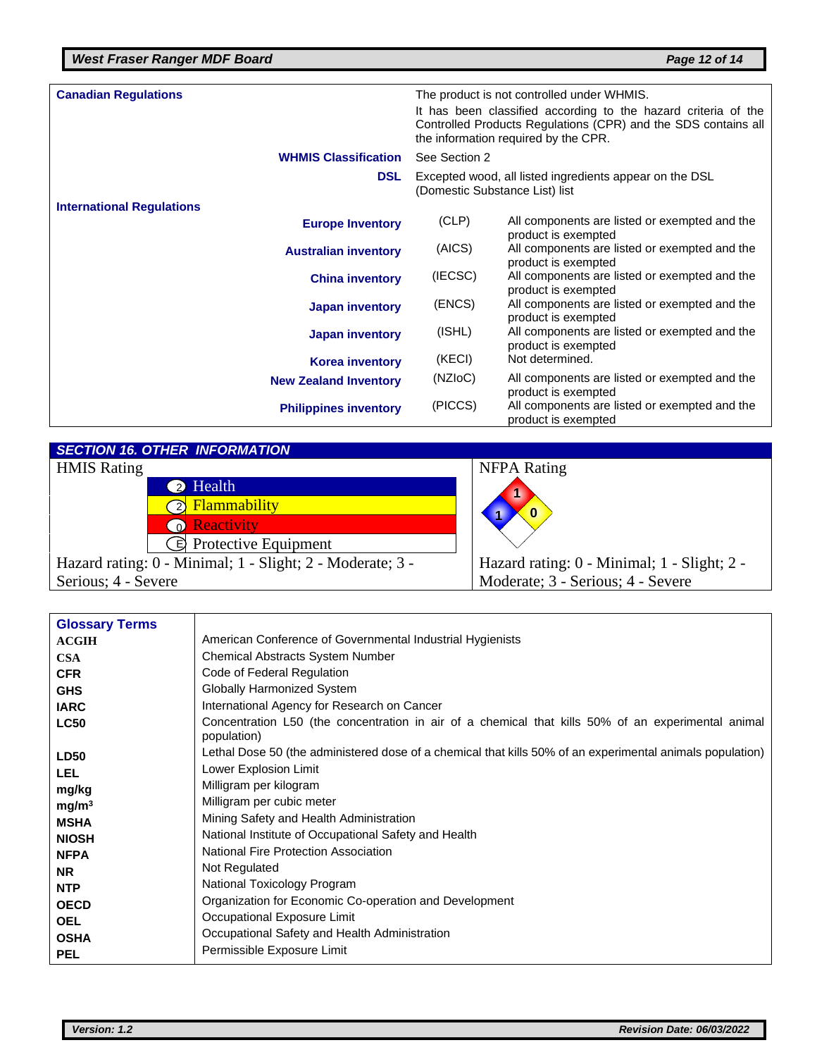| **Canadian Regulations** | | |
|---|---|---|
| | The product is not controlled under WHMIS. It has been classified according to the hazard criteria of the Controlled Products Regulations (CPR) and the SDS contains all the information required by the CPR. | |
| **WHMIS Classification** | See Section 2 | |
| **DSL** | Excepted wood, all listed ingredients appear on the DSL (Domestic Substance List) list | |
| **International Regulations** | | |
| **Europe Inventory** | (CLP) | All components are listed or exempted and the product is exempted |
| **Australian inventory** | (AICS) | All components are listed or exempted and the product is exempted |
| **China inventory** | (IECSC) | All components are listed or exempted and the product is exempted |
| **Japan inventory** | (ENCS) | All components are listed or exempted and the product is exempted |
| **Japan inventory** | (ISHL) | All components are listed or exempted and the product is exempted |
| **Korea inventory** | (KECI) | Not determined. |
| **New Zealand Inventory** | (NZIoC) | All components are listed or exempted and the product is exempted |
| **Philippines inventory** | (PICCS) | All components are listed or exempted and the product is exempted |

## SECTION 16. OTHER INFORMATION

| HMIS Rating | |
|---|---|
| Health | 2 |
| Flammability | 2 |
| Reactivity | 0 |
| Protective Equipment | E |

Hazard rating: 0 - Minimal; 1 - Slight; 2 - Moderate; 3 - Serious; 4 - Severe

| NFPA Rating | |
|---|---|
| Health (blue) | 1 |
| Flammability (red) | 1 |
| Reactivity (yellow) | 0 |
| Special (white) | |

Hazard rating: 0 - Minimal; 1 - Slight; 2 - Moderate; 3 - Serious; 4 - Severe

| **Glossary Terms** | |
|---|---|
| **ACGIH** | American Conference of Governmental Industrial Hygienists |
| **CSA** | Chemical Abstracts System Number |
| **CFR** | Code of Federal Regulation |
| **GHS** | Globally Harmonized System |
| **IARC** | International Agency for Research on Cancer |
| **LC50** | Concentration L50 (the concentration in air of a chemical that kills 50% of an experimental animal population) |
| **LD50** | Lethal Dose 50 (the administered dose of a chemical that kills 50% of an experimental animals population) |
| **LEL** | Lower Explosion Limit |
| **mg/kg** | Milligram per kilogram |
| **mg/m³** | Milligram per cubic meter |
| **MSHA** | Mining Safety and Health Administration |
| **NIOSH** | National Institute of Occupational Safety and Health |
| **NFPA** | National Fire Protection Association |
| **NR** | Not Regulated |
| **NTP** | National Toxicology Program |
| **OECD** | Organization for Economic Co-operation and Development |
| **OEL** | Occupational Exposure Limit |
| **OSHA** | Occupational Safety and Health Administration |
| **PEL** | Permissible Exposure Limit |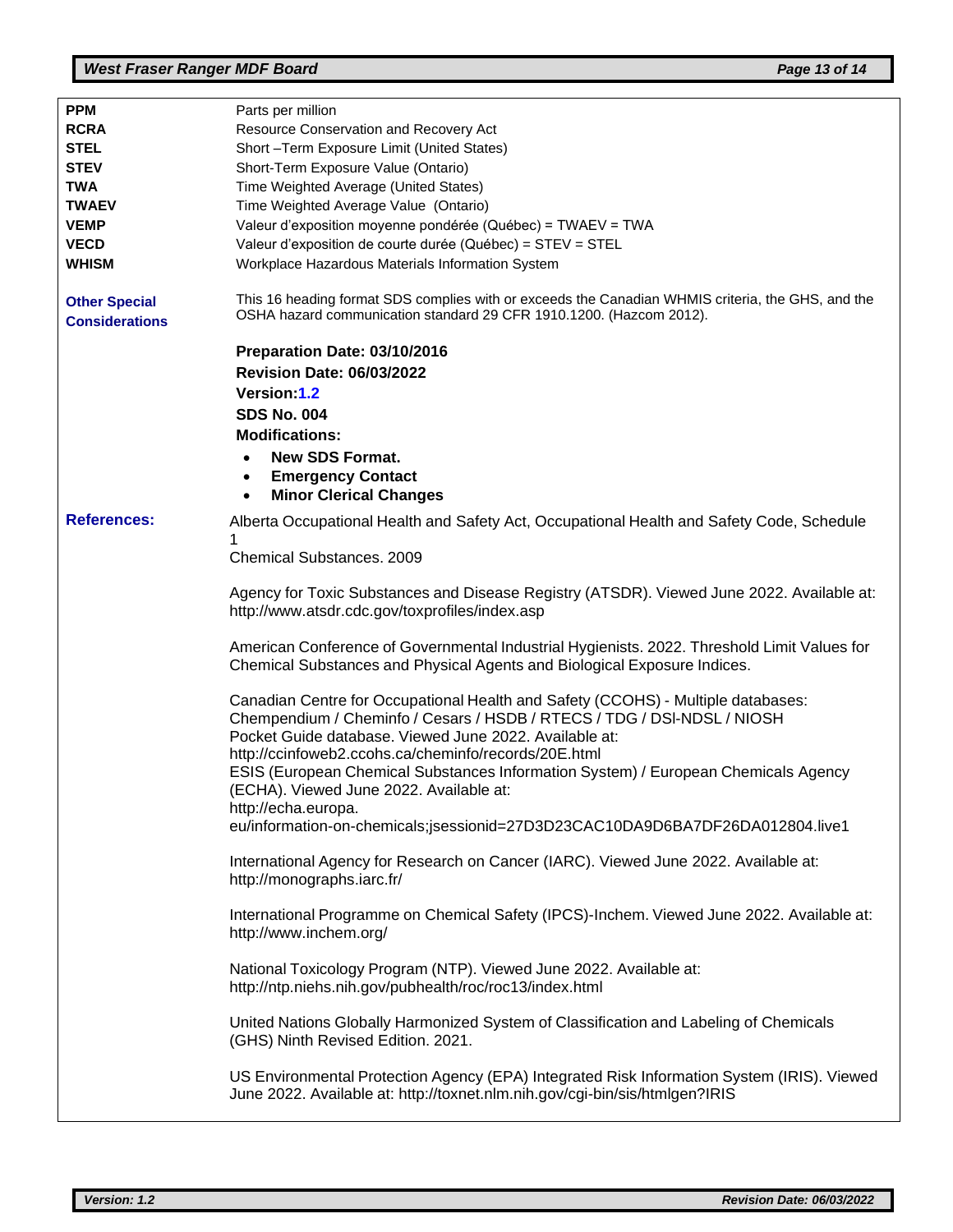| | |
|---|---|
| **PPM** | Parts per million |
| **RCRA** | Resource Conservation and Recovery Act |
| **STEL** | Short –Term Exposure Limit (United States) |
| **STEV** | Short-Term Exposure Value (Ontario) |
| **TWA** | Time Weighted Average (United States) |
| **TWAEV** | Time Weighted Average Value (Ontario) |
| **VEMP** | Valeur d'exposition moyenne pondérée (Québec) = TWAEV = TWA |
| **VECD** | Valeur d'exposition de courte durée (Québec) = STEV = STEL |
| **WHISM** | Workplace Hazardous Materials Information System |

**Other Special Considerations**

This 16 heading format SDS complies with or exceeds the Canadian WHMIS criteria, the GHS, and the OSHA hazard communication standard 29 CFR 1910.1200. (Hazcom 2012).

**Preparation Date: 03/10/2016**

**Revision Date: 06/03/2022**

**Version:1.2**

**SDS No. 004**

**Modifications:**

- **New SDS Format.**
- **Emergency Contact**
- **Minor Clerical Changes**

**References:**

Alberta Occupational Health and Safety Act, Occupational Health and Safety Code, Schedule 1
Chemical Substances. 2009

Agency for Toxic Substances and Disease Registry (ATSDR). Viewed June 2022. Available at: http://www.atsdr.cdc.gov/toxprofiles/index.asp

American Conference of Governmental Industrial Hygienists. 2022. Threshold Limit Values for Chemical Substances and Physical Agents and Biological Exposure Indices.

Canadian Centre for Occupational Health and Safety (CCOHS) - Multiple databases: Chempendium / Cheminfo / Cesars / HSDB / RTECS / TDG / DSl-NDSL / NIOSH Pocket Guide database. Viewed June 2022. Available at: http://ccinfoweb2.ccohs.ca/cheminfo/records/20E.html
ESIS (European Chemical Substances Information System) / European Chemicals Agency (ECHA). Viewed June 2022. Available at: http://echa.europa.eu/information-on-chemicals;jsessionid=27D3D23CAC10DA9D6BA7DF26DA012804.live1

International Agency for Research on Cancer (IARC). Viewed June 2022. Available at: http://monographs.iarc.fr/

International Programme on Chemical Safety (IPCS)-Inchem. Viewed June 2022. Available at: http://www.inchem.org/

National Toxicology Program (NTP). Viewed June 2022. Available at: http://ntp.niehs.nih.gov/pubhealth/roc/roc13/index.html

United Nations Globally Harmonized System of Classification and Labeling of Chemicals (GHS) Ninth Revised Edition. 2021.

US Environmental Protection Agency (EPA) Integrated Risk Information System (IRIS). Viewed June 2022. Available at: http://toxnet.nlm.nih.gov/cgi-bin/sis/htmlgen?IRIS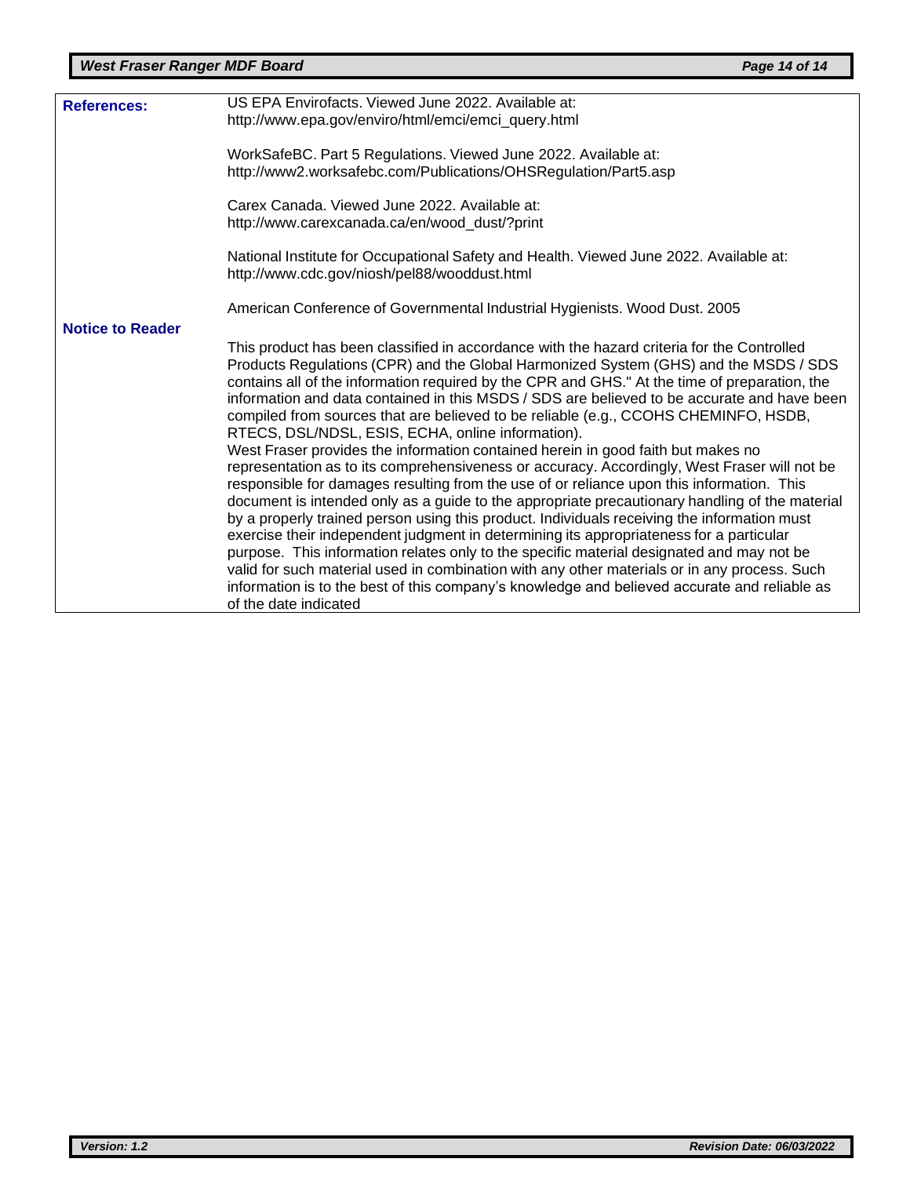**References:**

US EPA Envirofacts. Viewed June 2022. Available at: http://www.epa.gov/enviro/html/emci/emci_query.html

WorkSafeBC. Part 5 Regulations. Viewed June 2022. Available at: http://www2.worksafebc.com/Publications/OHSRegulation/Part5.asp

Carex Canada. Viewed June 2022. Available at: http://www.carexcanada.ca/en/wood_dust/?print

National Institute for Occupational Safety and Health. Viewed June 2022. Available at: http://www.cdc.gov/niosh/pel88/wooddust.html

American Conference of Governmental Industrial Hygienists. Wood Dust. 2005

**Notice to Reader**

This product has been classified in accordance with the hazard criteria for the Controlled Products Regulations (CPR) and the Global Harmonized System (GHS) and the MSDS / SDS contains all of the information required by the CPR and GHS." At the time of preparation, the information and data contained in this MSDS / SDS are believed to be accurate and have been compiled from sources that are believed to be reliable (e.g., CCOHS CHEMINFO, HSDB, RTECS, DSL/NDSL, ESIS, ECHA, online information).

West Fraser provides the information contained herein in good faith but makes no representation as to its comprehensiveness or accuracy. Accordingly, West Fraser will not be responsible for damages resulting from the use of or reliance upon this information. This document is intended only as a guide to the appropriate precautionary handling of the material by a properly trained person using this product. Individuals receiving the information must exercise their independent judgment in determining its appropriateness for a particular purpose. This information relates only to the specific material designated and may not be valid for such material used in combination with any other materials or in any process. Such information is to the best of this company's knowledge and believed accurate and reliable as of the date indicated